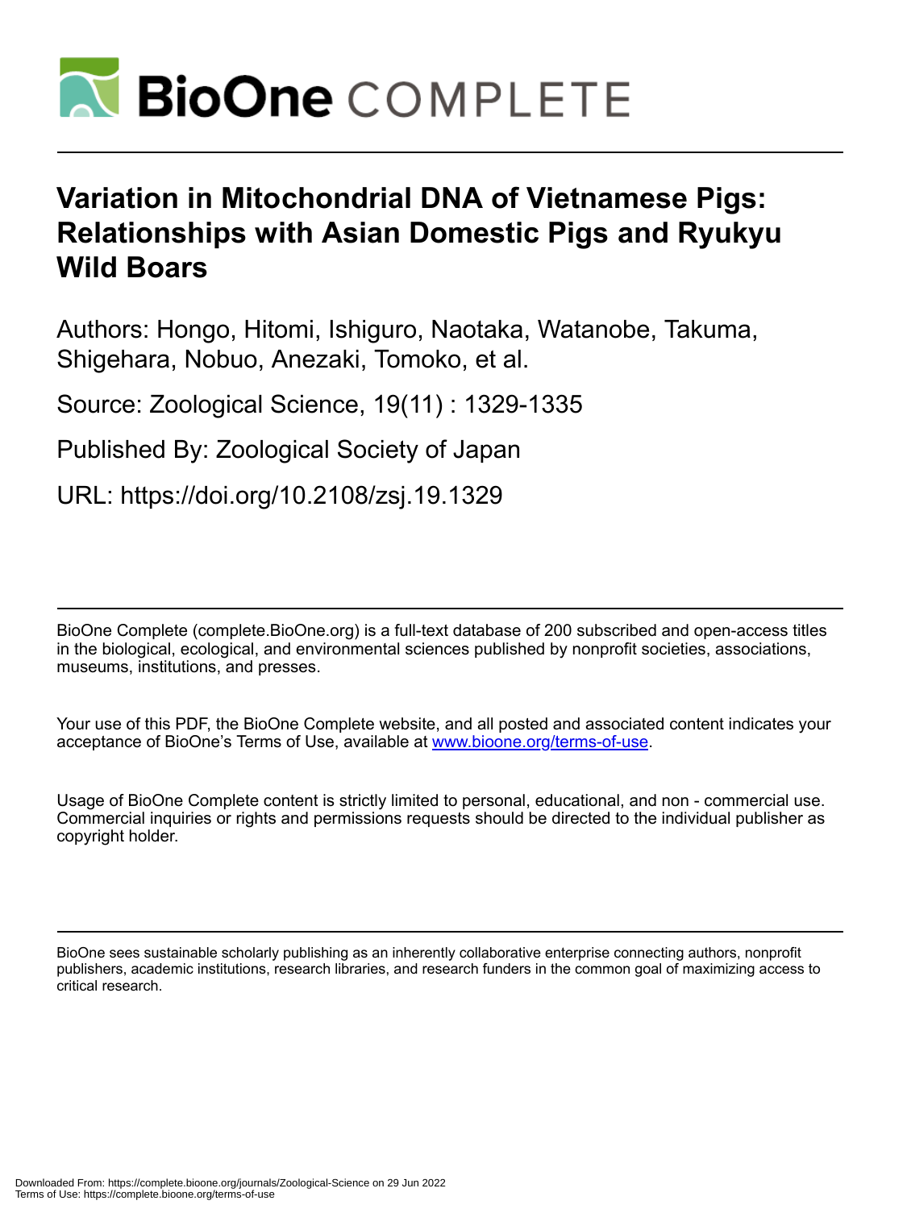# Variation in Mitochondrial DNA of Vietnamese Pigs: Relationships with Asian Domestic Pigs and Ryukyu Wild Boars

Authors: Hongo, Hitomi, Ishiguro, Naotaka, Watanobe, Takuma, Shigehara, Nobuo, Anezaki, Tomoko, et al.

Source: Zoological Science, 19(11) : 1329-1335

Published By: Zoological Society of Japan

URL: https://doi.org/10.2108/zsj.19.1329

BioOne Complete (complete.BioOne.org) is a full-text database of 200 subscribed and open-access titles in the biological, ecological, and environmental sciences published by nonprofit societies, associations, museums, institutions, and presses.

Your use of this PDF, the BioOne Complete website, and all posted and associated content indicates your acceptance of BioOne's Terms of Use, available at www.bioone.org/terms-of-use.

Usage of BioOne Complete content is strictly limited to personal, educational, and non - commercial use. Commercial inquiries or rights and permissions requests should be directed to the individual publisher as copyright holder.

BioOne sees sustainable scholarly publishing as an inherently collaborative enterprise connecting authors, nonprofit publishers, academic institutions, research libraries, and research funders in the common goal of maximizing access to critical research.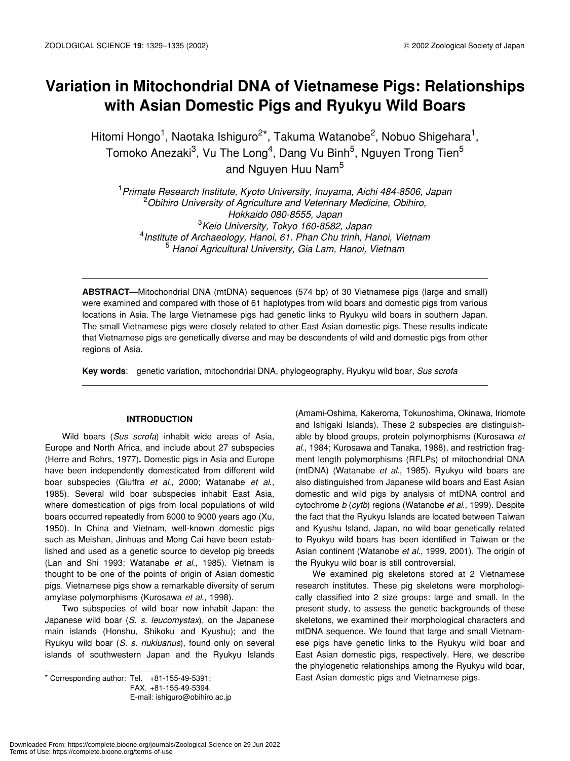# Variation in Mitochondrial DNA of Vietnamese Pigs: Relationships with Asian Domestic Pigs and Ryukyu Wild Boars

Hitomi Hongo[1], Naotaka Ishiguro[2*], Takuma Watanobe[2], Nobuo Shigehara[1], Tomoko Anezaki[3], Vu The Long[4], Dang Vu Binh[5], Nguyen Trong Tien[5] and Nguyen Huu Nam[5]

[1]*Primate Research Institute, Kyoto University, Inuyama, Aichi 484-8506, Japan*
[2]*Obihiro University of Agriculture and Veterinary Medicine, Obihiro, Hokkaido 080-8555, Japan*
[3]*Keio University, Tokyo 160-8582, Japan*
[4]*Institute of Archaeology, Hanoi, 61. Phan Chu trinh, Hanoi, Vietnam*
[5]*Hanoi Agricultural University, Gia Lam, Hanoi, Vietnam*

**ABSTRACT**—Mitochondrial DNA (mtDNA) sequences (574 bp) of 30 Vietnamese pigs (large and small) were examined and compared with those of 61 haplotypes from wild boars and domestic pigs from various locations in Asia. The large Vietnamese pigs had genetic links to Ryukyu wild boars in southern Japan. The small Vietnamese pigs were closely related to other East Asian domestic pigs. These results indicate that Vietnamese pigs are genetically diverse and may be descendents of wild and domestic pigs from other regions of Asia.

**Key words**: genetic variation, mitochondrial DNA, phylogeography, Ryukyu wild boar, *Sus scrofa*

## INTRODUCTION

Wild boars (*Sus scrofa*) inhabit wide areas of Asia, Europe and North Africa, and include about 27 subspecies (Herre and Rohrs, 1977). Domestic pigs in Asia and Europe have been independently domesticated from different wild boar subspecies (Giuffra *et al*., 2000; Watanabe *et al*., 1985). Several wild boar subspecies inhabit East Asia, where domestication of pigs from local populations of wild boars occurred repeatedly from 6000 to 9000 years ago (Xu, 1950). In China and Vietnam, well-known domestic pigs such as Meishan, Jinhuas and Mong Cai have been established and used as a genetic source to develop pig breeds (Lan and Shi 1993; Watanabe *et al*., 1985). Vietnam is thought to be one of the points of origin of Asian domestic pigs. Vietnamese pigs show a remarkable diversity of serum amylase polymorphisms (Kurosawa *et al*., 1998).

Two subspecies of wild boar now inhabit Japan: the Japanese wild boar (*S. s. leucomystax*), on the Japanese main islands (Honshu, Shikoku and Kyushu); and the Ryukyu wild boar (*S. s. riukiuanus*), found only on several islands of southwestern Japan and the Ryukyu Islands (Amami-Oshima, Kakeroma, Tokunoshima, Okinawa, Iriomote and Ishigaki Islands). These 2 subspecies are distinguishable by blood groups, protein polymorphisms (Kurosawa *et al*., 1984; Kurosawa and Tanaka, 1988), and restriction fragment length polymorphisms (RFLPs) of mitochondrial DNA (mtDNA) (Watanabe *et al*., 1985). Ryukyu wild boars are also distinguished from Japanese wild boars and East Asian domestic and wild pigs by analysis of mtDNA control and cytochrome *b* (*cytb*) regions (Watanobe *et al.,* 1999). Despite the fact that the Ryukyu Islands are located between Taiwan and Kyushu Island, Japan, no wild boar genetically related to Ryukyu wild boars has been identified in Taiwan or the Asian continent (Watanobe *et al.,* 1999, 2001). The origin of the Ryukyu wild boar is still controversial.

We examined pig skeletons stored at 2 Vietnamese research institutes. These pig skeletons were morphologically classified into 2 size groups: large and small. In the present study, to assess the genetic backgrounds of these skeletons, we examined their morphological characters and mtDNA sequence. We found that large and small Vietnamese pigs have genetic links to the Ryukyu wild boar and East Asian domestic pigs, respectively. Here, we describe the phylogenetic relationships among the Ryukyu wild boar, East Asian domestic pigs and Vietnamese pigs.

* Corresponding author: Tel. +81-155-49-5391;
FAX. +81-155-49-5394.
E-mail: ishiguro@obihiro.ac.jp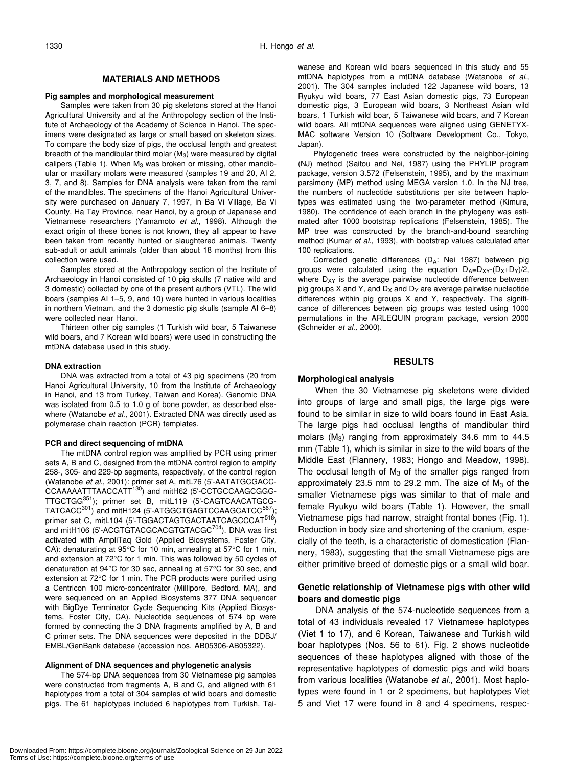## MATERIALS AND METHODS

### Pig samples and morphological measurement

Samples were taken from 30 pig skeletons stored at the Hanoi Agricultural University and at the Anthropology section of the Institute of Archaeology of the Academy of Science in Hanoi. The specimens were designated as large or small based on skeleton sizes. To compare the body size of pigs, the occlusal length and greatest breadth of the mandibular third molar ($M_3$) were measured by digital calipers (Table 1). When $M_3$ was broken or missing, other mandibular or maxillary molars were measured (samples 19 and 20, AI 2, 3, 7, and 8). Samples for DNA analysis were taken from the rami of the mandibles. The specimens of the Hanoi Agricultural University were purchased on January 7, 1997, in Ba Vi Village, Ba Vi County, Ha Tay Province, near Hanoi, by a group of Japanese and Vietnamese researchers (Yamamoto *et al.*, 1998). Although the exact origin of these bones is not known, they all appear to have been taken from recently hunted or slaughtered animals. Twenty sub-adult or adult animals (older than about 18 months) from this collection were used.

Samples stored at the Anthropology section of the Institute of Archaeology in Hanoi consisted of 10 pig skulls (7 native wild and 3 domestic) collected by one of the present authors (VTL). The wild boars (samples AI 1–5, 9, and 10) were hunted in various localities in northern Vietnam, and the 3 domestic pig skulls (sample AI 6–8) were collected near Hanoi.

Thirteen other pig samples (1 Turkish wild boar, 5 Taiwanese wild boars, and 7 Korean wild boars) were used in constructing the mtDNA database used in this study.

### DNA extraction

DNA was extracted from a total of 43 pig specimens (20 from Hanoi Agricultural University, 10 from the Institute of Archaeology in Hanoi, and 13 from Turkey, Taiwan and Korea). Genomic DNA was isolated from 0.5 to 1.0 g of bone powder, as described elsewhere (Watanobe *et al.*, 2001). Extracted DNA was directly used as polymerase chain reaction (PCR) templates.

### PCR and direct sequencing of mtDNA

The mtDNA control region was amplified by PCR using primer sets A, B and C, designed from the mtDNA control region to amplify 258-, 305- and 229-bp segments, respectively, of the control region (Watanobe *et al.*, 2001): primer set A, mitL76 (5'-AATATGCGACCCCAAAAATTTAACCATT$^{130}$) and mitH62 (5'-CCTGCCAAGCGGGTTGCTGG$^{351}$); primer set B, mitL119 (5'-CAGTCAACATGCGTATCACC$^{301}$) and mitH124 (5'-ATGGCTGAGTCCAAGCATCC$^{567}$); primer set C, mitL104 (5'-TGGACTAGTGACTAATCAGCCCAT$^{518}$) and mitH106 (5'-ACGTGTACGCACGTGTACGC$^{704}$). DNA was first activated with AmpliTaq Gold (Applied Biosystems, Foster City, CA): denaturating at 95°C for 10 min, annealing at 57°C for 1 min, and extension at 72°C for 1 min. This was followed by 50 cycles of denaturation at 94°C for 30 sec, annealing at 57°C for 30 sec, and extension at 72°C for 1 min. The PCR products were purified using a Centricon 100 micro-concentrator (Millipore, Bedford, MA), and were sequenced on an Applied Biosystems 377 DNA sequencer with BigDye Terminator Cycle Sequencing Kits (Applied Biosystems, Foster City, CA). Nucleotide sequences of 574 bp were formed by connecting the 3 DNA fragments amplified by A, B and C primer sets. The DNA sequences were deposited in the DDBJ/EMBL/GenBank database (accession nos. AB05306-AB05322).

### Alignment of DNA sequences and phylogenetic analysis

The 574-bp DNA sequences from 30 Vietnamese pig samples were constructed from fragments A, B and C, and aligned with 61 haplotypes from a total of 304 samples of wild boars and domestic pigs. The 61 haplotypes included 6 haplotypes from Turkish, Taiwanese and Korean wild boars sequenced in this study and 55 mtDNA haplotypes from a mtDNA database (Watanobe *et al.*, 2001). The 304 samples included 122 Japanese wild boars, 13 Ryukyu wild boars, 77 East Asian domestic pigs, 73 European domestic pigs, 3 European wild boars, 3 Northeast Asian wild boars, 1 Turkish wild boar, 5 Taiwanese wild boars, and 7 Korean wild boars. All mtDNA sequences were aligned using GENETYX-MAC software Version 10 (Software Development Co., Tokyo, Japan).

Phylogenetic trees were constructed by the neighbor-joining (NJ) method (Saitou and Nei, 1987) using the PHYLIP program package, version 3.572 (Felsenstein, 1995), and by the maximum parsimony (MP) method using MEGA version 1.0. In the NJ tree, the numbers of nucleotide substitutions per site between haplotypes was estimated using the two-parameter method (Kimura, 1980). The confidence of each branch in the phylogeny was estimated after 1000 bootstrap replications (Felsenstein, 1985). The MP tree was constructed by the branch-and-bound searching method (Kumar *et al.*, 1993), with bootstrap values calculated after 100 replications.

Corrected genetic differences ($D_A$: Nei 1987) between pig groups were calculated using the equation $D_A = D_{XY} - (D_X + D_Y)/2$, where $D_{XY}$ is the average pairwise nucleotide difference between pig groups X and Y, and $D_X$ and $D_Y$ are average pairwise nucleotide differences within pig groups X and Y, respectively. The significance of differences between pig groups was tested using 1000 permutations in the ARLEQUIN program package, version 2000 (Schneider *et al.*, 2000).

## RESULTS

### Morphological analysis

When the 30 Vietnamese pig skeletons were divided into groups of large and small pigs, the large pigs were found to be similar in size to wild boars found in East Asia. The large pigs had occlusal lengths of mandibular third molars ($M_3$) ranging from approximately 34.6 mm to 44.5 mm (Table 1), which is similar in size to the wild boars of the Middle East (Flannery, 1983; Hongo and Meadow, 1998). The occlusal length of $M_3$ of the smaller pigs ranged from approximately 23.5 mm to 29.2 mm. The size of $M_3$ of the smaller Vietnamese pigs was similar to that of male and female Ryukyu wild boars (Table 1). However, the small Vietnamese pigs had narrow, straight frontal bones (Fig. 1). Reduction in body size and shortening of the cranium, especially of the teeth, is a characteristic of domestication (Flannery, 1983), suggesting that the small Vietnamese pigs are either primitive breed of domestic pigs or a small wild boar.

### Genetic relationship of Vietnamese pigs with other wild boars and domestic pigs

DNA analysis of the 574-nucleotide sequences from a total of 43 individuals revealed 17 Vietnamese haplotypes (Viet 1 to 17), and 6 Korean, Taiwanese and Turkish wild boar haplotypes (Nos. 56 to 61). Fig. 2 shows nucleotide sequences of these haplotypes aligned with those of the representative haplotypes of domestic pigs and wild boars from various localities (Watanobe *et al.*, 2001). Most haplotypes were found in 1 or 2 specimens, but haplotypes Viet 5 and Viet 17 were found in 8 and 4 specimens, respec-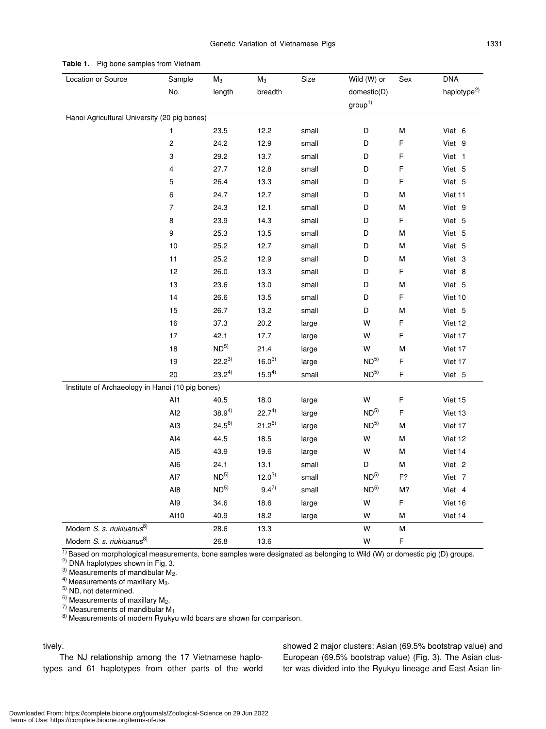**Table 1.** Pig bone samples from Vietnam

| Location or Source | Sample No. | $M_3$ length | $M_3$ breadth | Size | Wild (W) or domestic(D) group[1] | Sex | DNA haplotype[2] |
|---|---|---|---|---|---|---|---|
| Hanoi Agricultural University (20 pig bones) | | | | | | | |
| | 1 | 23.5 | 12.2 | small | D | M | Viet 6 |
| | 2 | 24.2 | 12.9 | small | D | F | Viet 9 |
| | 3 | 29.2 | 13.7 | small | D | F | Viet 1 |
| | 4 | 27.7 | 12.8 | small | D | F | Viet 5 |
| | 5 | 26.4 | 13.3 | small | D | F | Viet 5 |
| | 6 | 24.7 | 12.7 | small | D | M | Viet 11 |
| | 7 | 24.3 | 12.1 | small | D | M | Viet 9 |
| | 8 | 23.9 | 14.3 | small | D | F | Viet 5 |
| | 9 | 25.3 | 13.5 | small | D | M | Viet 5 |
| | 10 | 25.2 | 12.7 | small | D | M | Viet 5 |
| | 11 | 25.2 | 12.9 | small | D | M | Viet 3 |
| | 12 | 26.0 | 13.3 | small | D | F | Viet 8 |
| | 13 | 23.6 | 13.0 | small | D | M | Viet 5 |
| | 14 | 26.6 | 13.5 | small | D | F | Viet 10 |
| | 15 | 26.7 | 13.2 | small | D | M | Viet 5 |
| | 16 | 37.3 | 20.2 | large | W | F | Viet 12 |
| | 17 | 42.1 | 17.7 | large | W | F | Viet 17 |
| | 18 | ND[5] | 21.4 | large | W | M | Viet 17 |
| | 19 | 22.2[3] | 16.0[3] | large | ND[5] | F | Viet 17 |
| | 20 | 23.2[4] | 15.9[4] | small | ND[5] | F | Viet 5 |
| Institute of Archaeology in Hanoi (10 pig bones) | | | | | | | |
| | AI1 | 40.5 | 18.0 | large | W | F | Viet 15 |
| | AI2 | 38.9[4] | 22.7[4] | large | ND[5] | F | Viet 13 |
| | AI3 | 24.5[6] | 21.2[6] | large | ND[5] | M | Viet 17 |
| | AI4 | 44.5 | 18.5 | large | W | M | Viet 12 |
| | AI5 | 43.9 | 19.6 | large | W | M | Viet 14 |
| | AI6 | 24.1 | 13.1 | small | D | M | Viet 2 |
| | AI7 | ND[5] | 12.0[3] | small | ND[5] | F? | Viet 7 |
| | AI8 | ND[5] | 9.4[7] | small | ND[5] | M? | Viet 4 |
| | AI9 | 34.6 | 18.6 | large | W | F | Viet 16 |
| | AI10 | 40.9 | 18.2 | large | W | M | Viet 14 |
| Modern *S. s. riukiuanus*[8] | | 28.6 | 13.3 | | W | M | |
| Modern *S. s. riukiuanus*[8] | | 26.8 | 13.6 | | W | F | |

[1] Based on morphological measurements, bone samples were designated as belonging to Wild (W) or domestic pig (D) groups.
[2] DNA haplotypes shown in Fig. 3.
[3] Measurements of mandibular $M_2$.
[4] Measurements of maxillary $M_3$.
[5] ND, not determined.
[6] Measurements of maxillary $M_2$.
[7] Measurements of mandibular $M_1$
[8] Measurements of modern Ryukyu wild boars are shown for comparison.

tively.

The NJ relationship among the 17 Vietnamese haplotypes and 61 haplotypes from other parts of the world showed 2 major clusters: Asian (69.5% bootstrap value) and European (69.5% bootstrap value) (Fig. 3). The Asian cluster was divided into the Ryukyu lineage and East Asian lin-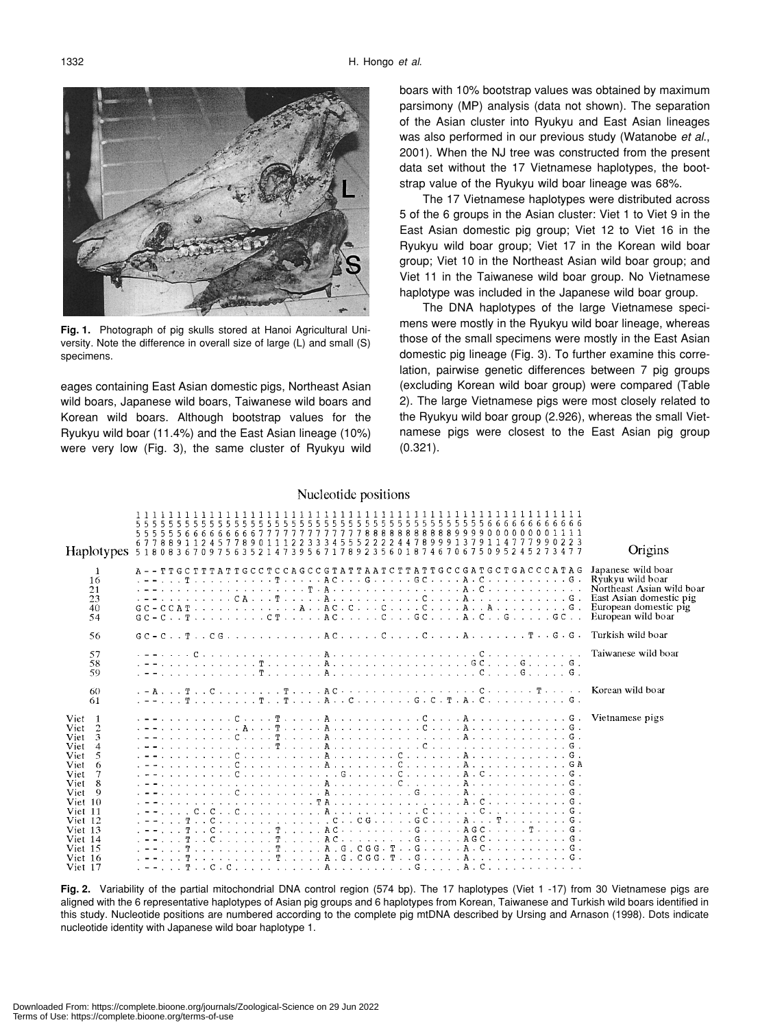**Fig. 1.** Photograph of pig skulls stored at Hanoi Agricultural University. Note the difference in overall size of large (L) and small (S) specimens.

eages containing East Asian domestic pigs, Northeast Asian wild boars, Japanese wild boars, Taiwanese wild boars and Korean wild boars. Although bootstrap values for the Ryukyu wild boar (11.4%) and the East Asian lineage (10%) were very low (Fig. 3), the same cluster of Ryukyu wild boars with 10% bootstrap values was obtained by maximum parsimony (MP) analysis (data not shown). The separation of the Asian cluster into Ryukyu and East Asian lineages was also performed in our previous study (Watanobe *et al*., 2001). When the NJ tree was constructed from the present data set without the 17 Vietnamese haplotypes, the bootstrap value of the Ryukyu wild boar lineage was 68%.

The 17 Vietnamese haplotypes were distributed across 5 of the 6 groups in the Asian cluster: Viet 1 to Viet 9 in the East Asian domestic pig group; Viet 12 to Viet 16 in the Ryukyu wild boar group; Viet 17 in the Korean wild boar group; Viet 10 in the Northeast Asian wild boar group; and Viet 11 in the Taiwanese wild boar group. No Vietnamese haplotype was included in the Japanese wild boar group.

The DNA haplotypes of the large Vietnamese specimens were mostly in the Ryukyu wild boar lineage, whereas those of the small specimens were mostly in the East Asian domestic pig lineage (Fig. 3). To further examine this correlation, pairwise genetic differences between 7 pig groups (excluding Korean wild boar group) were compared (Table 2). The large Vietnamese pigs were most closely related to the Ryukyu wild boar group (2.926), whereas the small Vietnamese pigs were closest to the East Asian pig group (0.321).

Nucleotide positions

```
            11111111111111111111111111111111111111111111111111111
            55555555555555555555555555555555555555555555555555555
            55555566666666667777777777777888888888888999990000000001111
            67788911245778901112233345552222447899913791147779902233
Haplotypes  51808367097563521473956717892356018746706750952452734 77     Origins

 1          A--TTGCTTTATTGCCTCCAGCCGTATTAATCTTATTGCCGATGCTGACCCATAG   Japanese wild boar
16          .--...T..........T.....AC...G.....GC....A.C..........G.   Ryukyu wild boar
21          .--.................T.A...............A.C............    Northeast Asian wild boar
23          .--.........CA...T.....A..........C.....A............G.   East Asian domestic pig
40          GC-CCAT............A..AC.C....C.....C....A..A.........G.  European domestic pig
54          GC-C..T.........CT.....AC.....C...GC....A.C..G.....GC..   European wild boar

56          GC-C..T..CG............AC.....C....C....A.......T..G.G.   Turkish wild boar

57          .--....C...............A..................C............   Taiwanese wild boar
58          .--............T.......A..................GC....G.....G.
59          .--............T.......A..................C.....G.....G.

60          .-A...T..C.......T.....AC.................C.......T.....  Korean wild boar
61          .--...T........T..T....A..C.......G.C.T.A.C..........G.

Viet  1     .--.........C....T.....A..........C....A.............G.   Vietnamese pigs
Viet  2     .--.........A...T......A..........C....A.............G.
Viet  3     .--.........C....T.....A.................A...........G.
Viet  4     .--..............T.....A..........C...................G.
Viet  5     .--.........C..........A.........C.......A...........G.
Viet  6     .--.........C..........A.........C.......A...........GA
Viet  7     .--.........C............G.......C.......A.C.........G.
Viet  8     .--....................A.........C.......A...........G.
Viet  9     .--.........C..........A.........G.......A...........G.
Viet 10     .--...................TA.................A.C.........G.
Viet 11     .--....C.C..C..........A..........C......C...........G.
Viet 12     .--...T..C..............C..CG.....GC....A...T........G.
Viet 13     .--...T..C.......T.....AC.........G.....AGC.....T....G.
Viet 14     .--...T..C.......T.....AC.........G.....AGC..........G.
Viet 15     .--...T..........T.....A.G.CGG.T..G.....A.C..........G.
Viet 16     .--...T..........T.....A.G.CGG.T..G.....A............G.
Viet 17     .--...T..C.C...........A..........G.....A.C.............
```

**Fig. 2.** Variability of the partial mitochondrial DNA control region (574 bp). The 17 haplotypes (Viet 1 -17) from 30 Vietnamese pigs are aligned with the 6 representative haplotypes of Asian pig groups and 6 haplotypes from Korean, Taiwanese and Turkish wild boars identified in this study. Nucleotide positions are numbered according to the complete pig mtDNA described by Ursing and Arnason (1998). Dots indicate nucleotide identity with Japanese wild boar haplotype 1.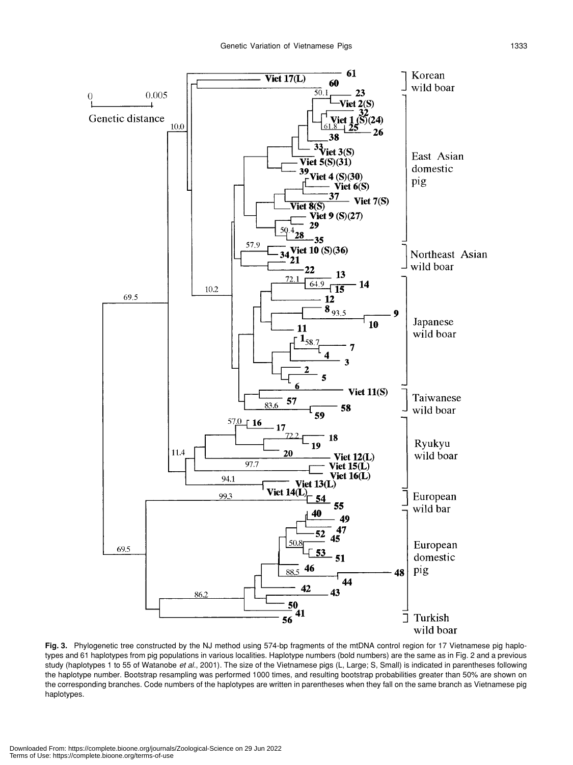**Fig. 3.** Phylogenetic tree constructed by the NJ method using 574-bp fragments of the mtDNA control region for 17 Vietnamese pig haplotypes and 61 haplotypes from pig populations in various localities. Haplotype numbers (bold numbers) are the same as in Fig. 2 and a previous study (haplotypes 1 to 55 of Watanobe *et al*., 2001). The size of the Vietnamese pigs (L, Large; S, Small) is indicated in parentheses following the haplotype number. Bootstrap resampling was performed 1000 times, and resulting bootstrap probabilities greater than 50% are shown on the corresponding branches. Code numbers of the haplotypes are written in parentheses when they fall on the same branch as Vietnamese pig haplotypes.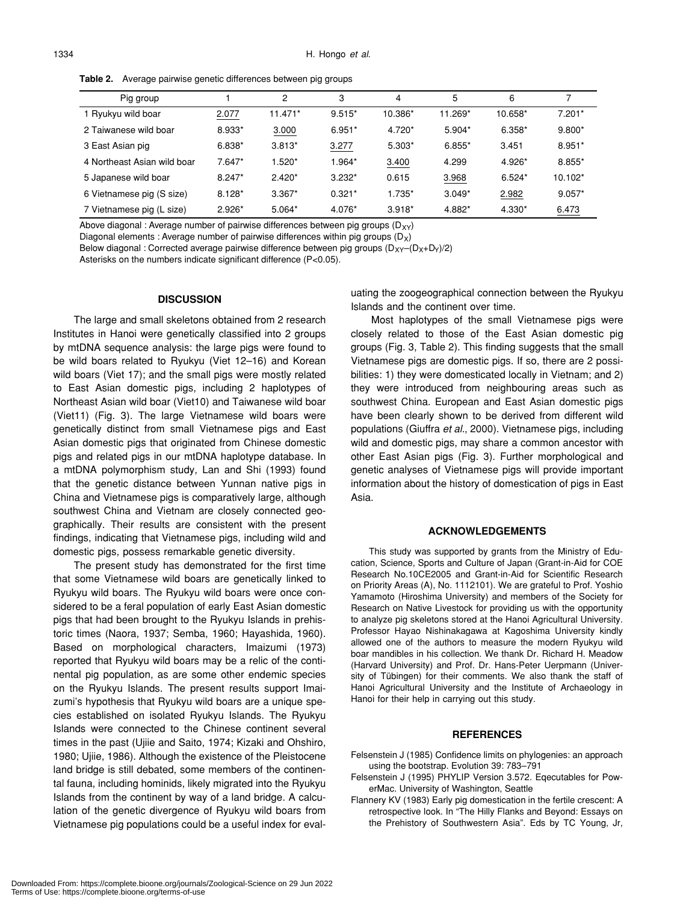**Table 2.** Average pairwise genetic differences between pig groups

| Pig group | 1 | 2 | 3 | 4 | 5 | 6 | 7 |
|---|---|---|---|---|---|---|---|
| 1 Ryukyu wild boar | <u>2.077</u> | 11.471* | 9.515* | 10.386* | 11.269* | 10.658* | 7.201* |
| 2 Taiwanese wild boar | 8.933* | <u>3.000</u> | 6.951* | 4.720* | 5.904* | 6.358* | 9.800* |
| 3 East Asian pig | 6.838* | 3.813* | <u>3.277</u> | 5.303* | 6.855* | 3.451 | 8.951* |
| 4 Northeast Asian wild boar | 7.647* | 1.520* | 1.964* | <u>3.400</u> | 4.299 | 4.926* | 8.855* |
| 5 Japanese wild boar | 8.247* | 2.420* | 3.232* | 0.615 | <u>3.968</u> | 6.524* | 10.102* |
| 6 Vietnamese pig (S size) | 8.128* | 3.367* | 0.321* | 1.735* | 3.049* | <u>2.982</u> | 9.057* |
| 7 Vietnamese pig (L size) | 2.926* | 5.064* | 4.076* | 3.918* | 4.882* | 4.330* | <u>6.473</u> |

Above diagonal : Average number of pairwise differences between pig groups ($D_{XY}$)
Diagonal elements : Average number of pairwise differences within pig groups ($D_X$)
Below diagonal : Corrected average pairwise difference between pig groups ($D_{XY}-(D_X+D_Y)/2$)
Asterisks on the numbers indicate significant difference ($P<0.05$).

## DISCUSSION

The large and small skeletons obtained from 2 research Institutes in Hanoi were genetically classified into 2 groups by mtDNA sequence analysis: the large pigs were found to be wild boars related to Ryukyu (Viet 12–16) and Korean wild boars (Viet 17); and the small pigs were mostly related to East Asian domestic pigs, including 2 haplotypes of Northeast Asian wild boar (Viet10) and Taiwanese wild boar (Viet11) (Fig. 3). The large Vietnamese wild boars were genetically distinct from small Vietnamese pigs and East Asian domestic pigs that originated from Chinese domestic pigs and related pigs in our mtDNA haplotype database. In a mtDNA polymorphism study, Lan and Shi (1993) found that the genetic distance between Yunnan native pigs in China and Vietnamese pigs is comparatively large, although southwest China and Vietnam are closely connected geographically. Their results are consistent with the present findings, indicating that Vietnamese pigs, including wild and domestic pigs, possess remarkable genetic diversity.

The present study has demonstrated for the first time that some Vietnamese wild boars are genetically linked to Ryukyu wild boars. The Ryukyu wild boars were once considered to be a feral population of early East Asian domestic pigs that had been brought to the Ryukyu Islands in prehistoric times (Naora, 1937; Semba, 1960; Hayashida, 1960). Based on morphological characters, Imaizumi (1973) reported that Ryukyu wild boars may be a relic of the continental pig population, as are some other endemic species on the Ryukyu Islands. The present results support Imaizumi's hypothesis that Ryukyu wild boars are a unique species established on isolated Ryukyu Islands. The Ryukyu Islands were connected to the Chinese continent several times in the past (Ujiie and Saito, 1974; Kizaki and Ohshiro, 1980; Ujiie, 1986). Although the existence of the Pleistocene land bridge is still debated, some members of the continental fauna, including hominids, likely migrated into the Ryukyu Islands from the continent by way of a land bridge. A calculation of the genetic divergence of Ryukyu wild boars from Vietnamese pig populations could be a useful index for evaluating the zoogeographical connection between the Ryukyu Islands and the continent over time.

Most haplotypes of the small Vietnamese pigs were closely related to those of the East Asian domestic pig groups (Fig. 3, Table 2). This finding suggests that the small Vietnamese pigs are domestic pigs. If so, there are 2 possibilities: 1) they were domesticated locally in Vietnam; and 2) they were introduced from neighbouring areas such as southwest China. European and East Asian domestic pigs have been clearly shown to be derived from different wild populations (Giuffra *et al*., 2000). Vietnamese pigs, including wild and domestic pigs, may share a common ancestor with other East Asian pigs (Fig. 3). Further morphological and genetic analyses of Vietnamese pigs will provide important information about the history of domestication of pigs in East Asia.

## ACKNOWLEDGEMENTS

This study was supported by grants from the Ministry of Education, Science, Sports and Culture of Japan (Grant-in-Aid for COE Research No.10CE2005 and Grant-in-Aid for Scientific Research on Priority Areas (A), No. 1112101). We are grateful to Prof. Yoshio Yamamoto (Hiroshima University) and members of the Society for Research on Native Livestock for providing us with the opportunity to analyze pig skeletons stored at the Hanoi Agricultural University. Professor Hayao Nishinakagawa at Kagoshima University kindly allowed one of the authors to measure the modern Ryukyu wild boar mandibles in his collection. We thank Dr. Richard H. Meadow (Harvard University) and Prof. Dr. Hans-Peter Uerpmann (University of Tübingen) for their comments. We also thank the staff of Hanoi Agricultural University and the Institute of Archaeology in Hanoi for their help in carrying out this study.

## REFERENCES

Felsenstein J (1985) Confidence limits on phylogenies: an approach using the bootstrap. Evolution 39: 783–791

Felsenstein J (1995) PHYLIP Version 3.572. Eqecutables for PowerMac. University of Washington, Seattle

Flannery KV (1983) Early pig domestication in the fertile crescent: A retrospective look. In "The Hilly Flanks and Beyond: Essays on the Prehistory of Southwestern Asia". Eds by TC Young, Jr,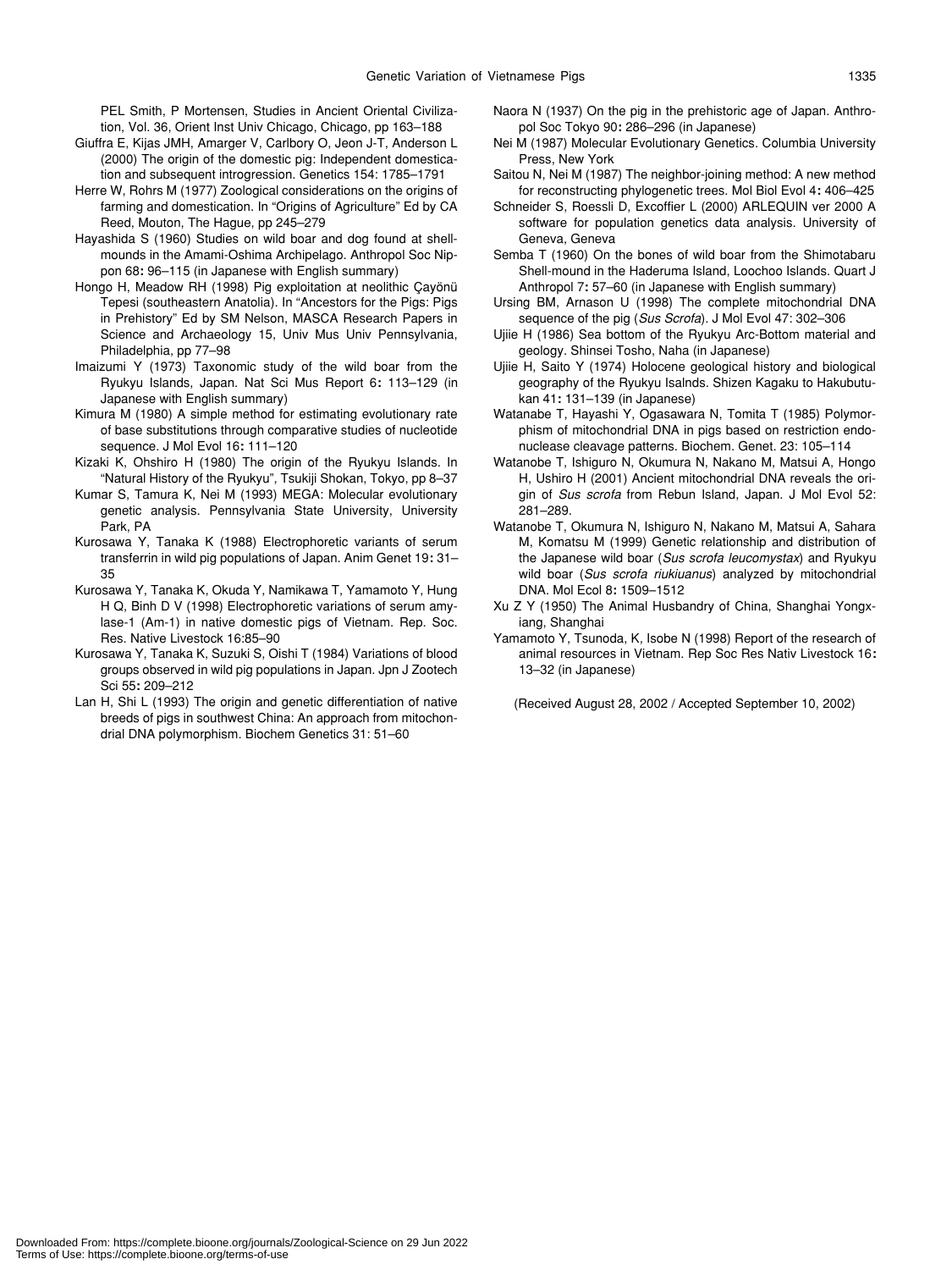PEL Smith, P Mortensen, Studies in Ancient Oriental Civilization, Vol. 36, Orient Inst Univ Chicago, Chicago, pp 163–188

Giuffra E, Kijas JMH, Amarger V, Carlborg O, Jeon J-T, Anderson L (2000) The origin of the domestic pig: Independent domestication and subsequent introgression. Genetics 154: 1785–1791

Herre W, Rohrs M (1977) Zoological considerations on the origins of farming and domestication. In "Origins of Agriculture" Ed by CA Reed, Mouton, The Hague, pp 245–279

Hayashida S (1960) Studies on wild boar and dog found at shell-mounds in the Amami-Oshima Archipelago. Anthropol Soc Nippon 68**:** 96–115 (in Japanese with English summary)

Hongo H, Meadow RH (1998) Pig exploitation at neolithic Çayönü Tepesi (southeastern Anatolia). In "Ancestors for the Pigs: Pigs in Prehistory" Ed by SM Nelson, MASCA Research Papers in Science and Archaeology 15, Univ Mus Univ Pennsylvania, Philadelphia, pp 77–98

Imaizumi Y (1973) Taxonomic study of the wild boar from the Ryukyu Islands, Japan. Nat Sci Mus Report 6**:** 113–129 (in Japanese with English summary)

Kimura M (1980) A simple method for estimating evolutionary rate of base substitutions through comparative studies of nucleotide sequence. J Mol Evol 16**:** 111–120

Kizaki K, Ohshiro H (1980) The origin of the Ryukyu Islands. In "Natural History of the Ryukyu", Tsukiji Shokan, Tokyo, pp 8–37

Kumar S, Tamura K, Nei M (1993) MEGA: Molecular evolutionary genetic analysis. Pennsylvania State University, University Park, PA

Kurosawa Y, Tanaka K (1988) Electrophoretic variants of serum transferrin in wild pig populations of Japan. Anim Genet 19**:** 31–35

Kurosawa Y, Tanaka K, Okuda Y, Namikawa T, Yamamoto Y, Hung H Q, Binh D V (1998) Electrophoretic variations of serum amylase-1 (Am-1) in native domestic pigs of Vietnam. Rep. Soc. Res. Native Livestock 16:85–90

Kurosawa Y, Tanaka K, Suzuki S, Oishi T (1984) Variations of blood groups observed in wild pig populations in Japan. Jpn J Zootech Sci 55**:** 209–212

Lan H, Shi L (1993) The origin and genetic differentiation of native breeds of pigs in southwest China: An approach from mitochondrial DNA polymorphism. Biochem Genetics 31: 51–60

Naora N (1937) On the pig in the prehistoric age of Japan. Anthropol Soc Tokyo 90**:** 286–296 (in Japanese)

Nei M (1987) Molecular Evolutionary Genetics. Columbia University Press, New York

Saitou N, Nei M (1987) The neighbor-joining method: A new method for reconstructing phylogenetic trees. Mol Biol Evol 4**:** 406–425

Schneider S, Roessli D, Excoffier L (2000) ARLEQUIN ver 2000 A software for population genetics data analysis. University of Geneva, Geneva

Semba T (1960) On the bones of wild boar from the Shimotabaru Shell-mound in the Haderuma Island, Loochoo Islands. Quart J Anthropol 7**:** 57–60 (in Japanese with English summary)

Ursing BM, Arnason U (1998) The complete mitochondrial DNA sequence of the pig (*Sus Scrofa*). J Mol Evol 47: 302–306

Ujiie H (1986) Sea bottom of the Ryukyu Arc-Bottom material and geology. Shinsei Tosho, Naha (in Japanese)

Ujiie H, Saito Y (1974) Holocene geological history and biological geography of the Ryukyu Isalnds. Shizen Kagaku to Hakubutukan 41**:** 131–139 (in Japanese)

Watanabe T, Hayashi Y, Ogasawara N, Tomita T (1985) Polymorphism of mitochondrial DNA in pigs based on restriction endonuclease cleavage patterns. Biochem. Genet. 23: 105–114

Watanobe T, Ishiguro N, Okumura N, Nakano M, Matsui A, Hongo H, Ushiro H (2001) Ancient mitochondrial DNA reveals the origin of *Sus scrofa* from Rebun Island, Japan. J Mol Evol 52: 281–289.

Watanobe T, Okumura N, Ishiguro N, Nakano M, Matsui A, Sahara M, Komatsu M (1999) Genetic relationship and distribution of the Japanese wild boar (*Sus scrofa leucomystax*) and Ryukyu wild boar (*Sus scrofa riukiuanus*) analyzed by mitochondrial DNA. Mol Ecol 8**:** 1509–1512

Xu Z Y (1950) The Animal Husbandry of China, Shanghai Yongxiang, Shanghai

Yamamoto Y, Tsunoda, K, Isobe N (1998) Report of the research of animal resources in Vietnam. Rep Soc Res Nativ Livestock 16**:** 13–32 (in Japanese)

(Received August 28, 2002 / Accepted September 10, 2002)